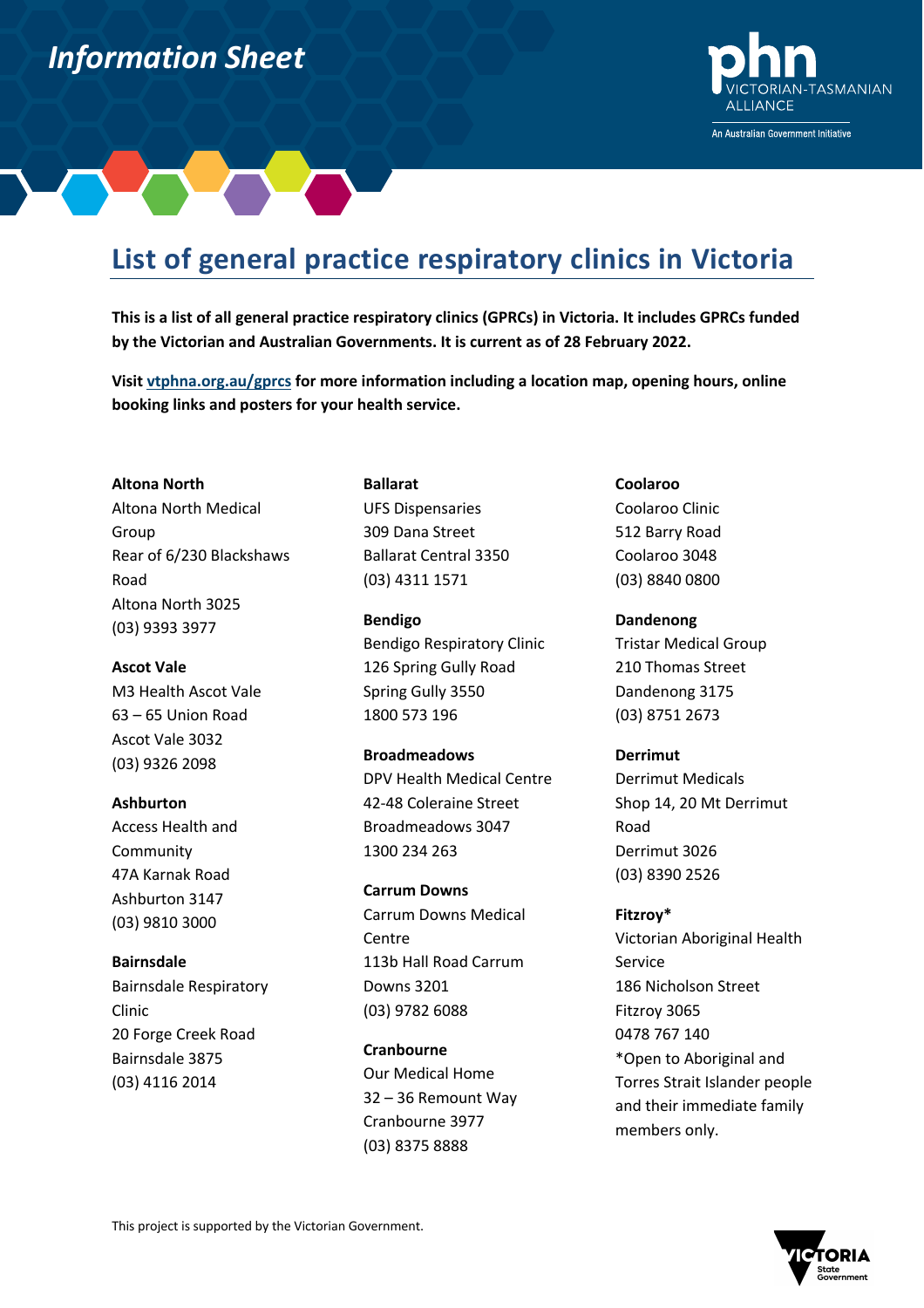*Information Sheet*

# List of general practice respiratory clinics in Victoria

**This is a list of all general practice respiratory clinics (GPRCs) in Victoria. It includes GPRCs funded by the Victorian and Australian Governments. It is current as of 28 February 2022.**

**Visit [vtphna.org.au/gprcs](vtphna.org.au/gprcs) for more information including a location map, opening hours, online booking links and posters for your health service.**

**Altona North**
Altona North Medical Group
Rear of 6/230 Blackshaws Road
Altona North 3025
(03) 9393 3977

**Ascot Vale**
M3 Health Ascot Vale
63 – 65 Union Road
Ascot Vale 3032
(03) 9326 2098

**Ashburton**
Access Health and Community
47A Karnak Road
Ashburton 3147
(03) 9810 3000

**Bairnsdale**
Bairnsdale Respiratory Clinic
20 Forge Creek Road
Bairnsdale 3875
(03) 4116 2014

**Ballarat**
UFS Dispensaries
309 Dana Street
Ballarat Central 3350
(03) 4311 1571

**Bendigo**
Bendigo Respiratory Clinic
126 Spring Gully Road
Spring Gully 3550
1800 573 196

**Broadmeadows**
DPV Health Medical Centre
42-48 Coleraine Street
Broadmeadows 3047
1300 234 263

**Carrum Downs**
Carrum Downs Medical Centre
113b Hall Road Carrum Downs 3201
(03) 9782 6088

**Cranbourne**
Our Medical Home
32 – 36 Remount Way
Cranbourne 3977
(03) 8375 8888

**Coolaroo**
Coolaroo Clinic
512 Barry Road
Coolaroo 3048
(03) 8840 0800

**Dandenong**
Tristar Medical Group
210 Thomas Street
Dandenong 3175
(03) 8751 2673

**Derrimut**
Derrimut Medicals
Shop 14, 20 Mt Derrimut Road
Derrimut 3026
(03) 8390 2526

**Fitzroy***
Victorian Aboriginal Health Service
186 Nicholson Street
Fitzroy 3065
0478 767 140
*Open to Aboriginal and Torres Strait Islander people and their immediate family members only.

This project is supported by the Victorian Government.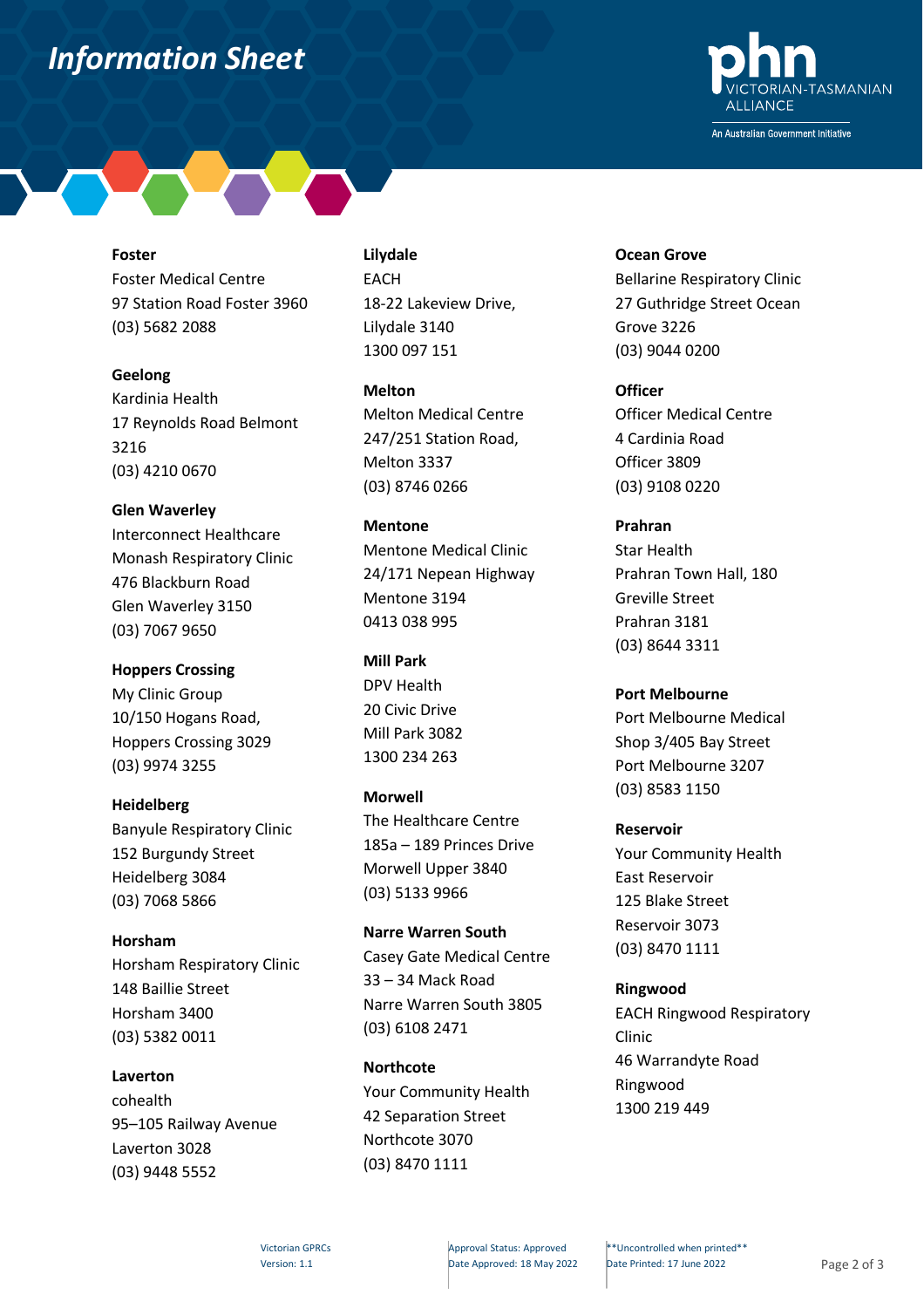## Information Sheet

**Foster**
Foster Medical Centre
97 Station Road Foster 3960
(03) 5682 2088

**Geelong**
Kardinia Health
17 Reynolds Road Belmont 3216
(03) 4210 0670

**Glen Waverley**
Interconnect Healthcare
Monash Respiratory Clinic
476 Blackburn Road
Glen Waverley 3150
(03) 7067 9650

**Hoppers Crossing**
My Clinic Group
10/150 Hogans Road,
Hoppers Crossing 3029
(03) 9974 3255

**Heidelberg**
Banyule Respiratory Clinic
152 Burgundy Street
Heidelberg 3084
(03) 7068 5866

**Horsham**
Horsham Respiratory Clinic
148 Baillie Street
Horsham 3400
(03) 5382 0011

**Laverton**
cohealth
95–105 Railway Avenue
Laverton 3028
(03) 9448 5552

**Lilydale**
EACH
18-22 Lakeview Drive,
Lilydale 3140
1300 097 151

**Melton**
Melton Medical Centre
247/251 Station Road,
Melton 3337
(03) 8746 0266

**Mentone**
Mentone Medical Clinic
24/171 Nepean Highway
Mentone 3194
0413 038 995

**Mill Park**
DPV Health
20 Civic Drive
Mill Park 3082
1300 234 263

**Morwell**
The Healthcare Centre
185a – 189 Princes Drive
Morwell Upper 3840
(03) 5133 9966

**Narre Warren South**
Casey Gate Medical Centre
33 – 34 Mack Road
Narre Warren South 3805
(03) 6108 2471

**Northcote**
Your Community Health
42 Separation Street
Northcote 3070
(03) 8470 1111

**Ocean Grove**
Bellarine Respiratory Clinic
27 Guthridge Street Ocean Grove 3226
(03) 9044 0200

**Officer**
Officer Medical Centre
4 Cardinia Road
Officer 3809
(03) 9108 0220

**Prahran**
Star Health
Prahran Town Hall, 180 Greville Street
Prahran 3181
(03) 8644 3311

**Port Melbourne**
Port Melbourne Medical
Shop 3/405 Bay Street
Port Melbourne 3207
(03) 8583 1150

**Reservoir**
Your Community Health
East Reservoir
125 Blake Street
Reservoir 3073
(03) 8470 1111

**Ringwood**
EACH Ringwood Respiratory Clinic
46 Warrandyte Road
Ringwood
1300 219 449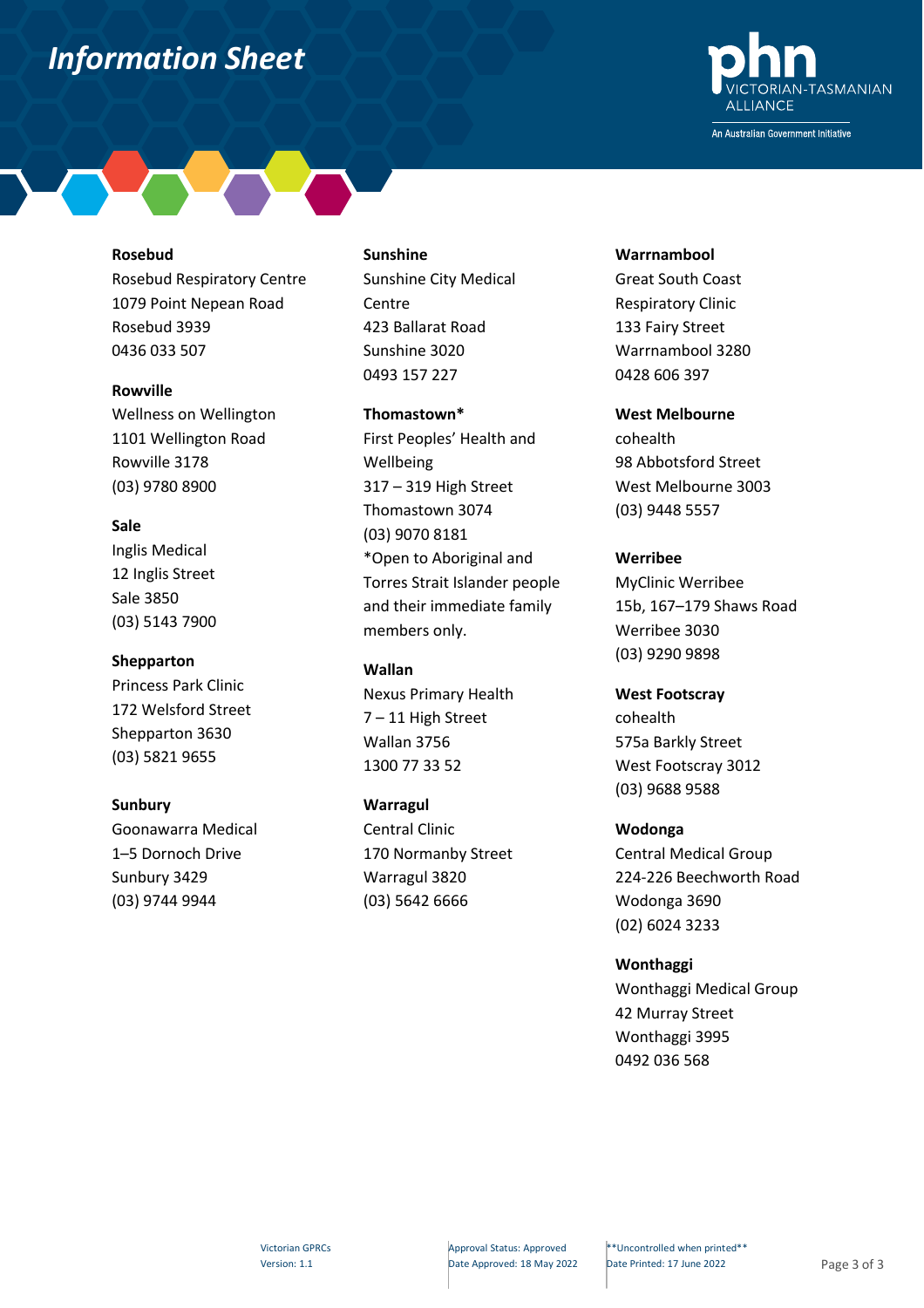# Information Sheet

**Rosebud**
Rosebud Respiratory Centre
1079 Point Nepean Road
Rosebud 3939
0436 033 507

**Rowville**
Wellness on Wellington
1101 Wellington Road
Rowville 3178
(03) 9780 8900

**Sale**
Inglis Medical
12 Inglis Street
Sale 3850
(03) 5143 7900

**Shepparton**
Princess Park Clinic
172 Welsford Street
Shepparton 3630
(03) 5821 9655

**Sunbury**
Goonawarra Medical
1–5 Dornoch Drive
Sunbury 3429
(03) 9744 9944

**Sunshine**
Sunshine City Medical Centre
423 Ballarat Road
Sunshine 3020
0493 157 227

**Thomastown***
First Peoples' Health and Wellbeing
317 – 319 High Street
Thomastown 3074
(03) 9070 8181
*Open to Aboriginal and Torres Strait Islander people and their immediate family members only.

**Wallan**
Nexus Primary Health
7 – 11 High Street
Wallan 3756
1300 77 33 52

**Warragul**
Central Clinic
170 Normanby Street
Warragul 3820
(03) 5642 6666

**Warrnambool**
Great South Coast Respiratory Clinic
133 Fairy Street
Warrnambool 3280
0428 606 397

**West Melbourne**
cohealth
98 Abbotsford Street
West Melbourne 3003
(03) 9448 5557

**Werribee**
MyClinic Werribee
15b, 167–179 Shaws Road
Werribee 3030
(03) 9290 9898

**West Footscray**
cohealth
575a Barkly Street
West Footscray 3012
(03) 9688 9588

**Wodonga**
Central Medical Group
224-226 Beechworth Road
Wodonga 3690
(02) 6024 3233

**Wonthaggi**
Wonthaggi Medical Group
42 Murray Street
Wonthaggi 3995
0492 036 568